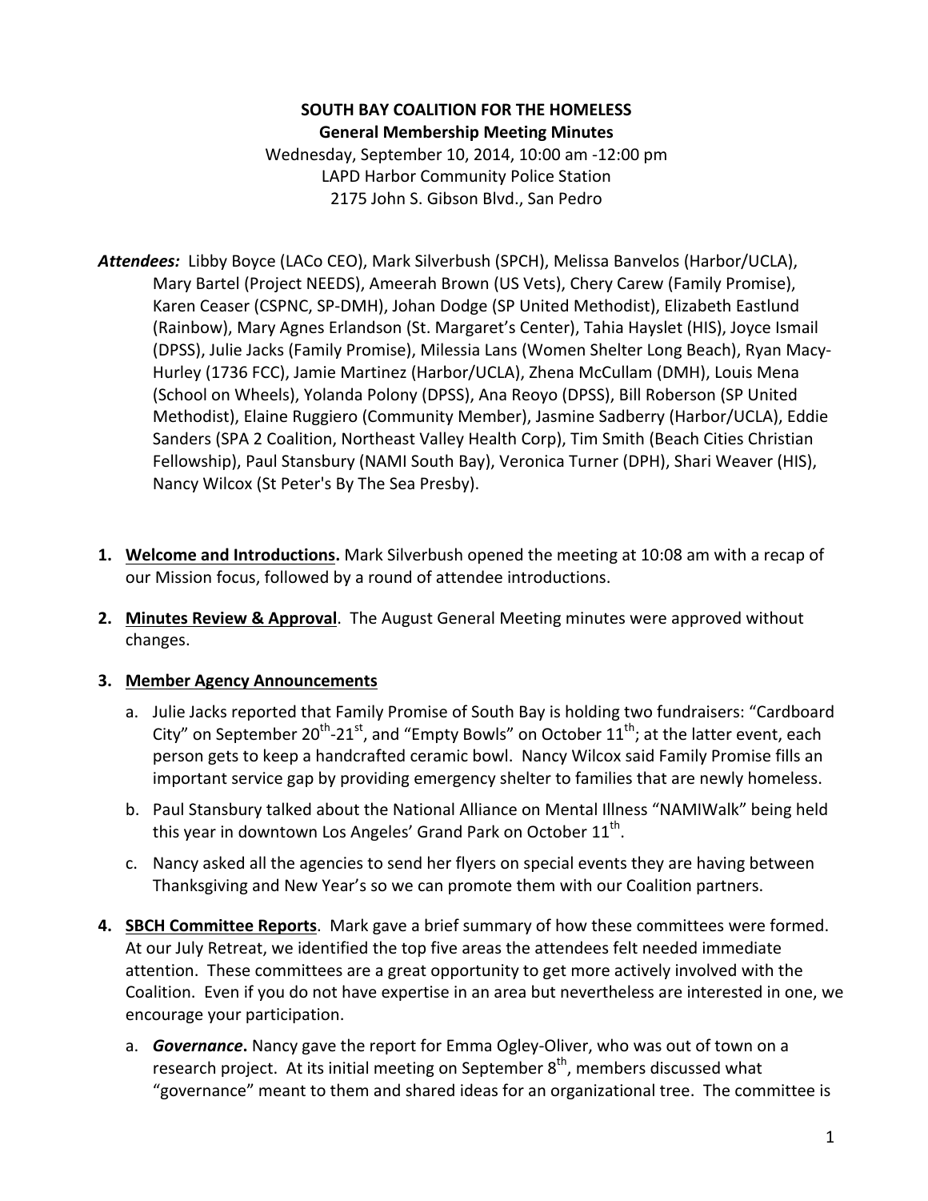**SOUTH BAY COALITION FOR THE HOMELESS**
**General Membership Meeting Minutes**
Wednesday, September 10, 2014, 10:00 am -12:00 pm
LAPD Harbor Community Police Station
2175 John S. Gibson Blvd., San Pedro

***Attendees:*** Libby Boyce (LACo CEO), Mark Silverbush (SPCH), Melissa Banvelos (Harbor/UCLA), Mary Bartel (Project NEEDS), Ameerah Brown (US Vets), Chery Carew (Family Promise), Karen Ceaser (CSPNC, SP-DMH), Johan Dodge (SP United Methodist), Elizabeth Eastlund (Rainbow), Mary Agnes Erlandson (St. Margaret's Center), Tahia Hayslet (HIS), Joyce Ismail (DPSS), Julie Jacks (Family Promise), Milessia Lans (Women Shelter Long Beach), Ryan Macy-Hurley (1736 FCC), Jamie Martinez (Harbor/UCLA), Zhena McCullam (DMH), Louis Mena (School on Wheels), Yolanda Polony (DPSS), Ana Reoyo (DPSS), Bill Roberson (SP United Methodist), Elaine Ruggiero (Community Member), Jasmine Sadberry (Harbor/UCLA), Eddie Sanders (SPA 2 Coalition, Northeast Valley Health Corp), Tim Smith (Beach Cities Christian Fellowship), Paul Stansbury (NAMI South Bay), Veronica Turner (DPH), Shari Weaver (HIS), Nancy Wilcox (St Peter's By The Sea Presby).

1. **Welcome and Introductions.** Mark Silverbush opened the meeting at 10:08 am with a recap of our Mission focus, followed by a round of attendee introductions.

2. **Minutes Review & Approval**. The August General Meeting minutes were approved without changes.

3. **Member Agency Announcements**

   a. Julie Jacks reported that Family Promise of South Bay is holding two fundraisers: "Cardboard City" on September 20th-21st, and "Empty Bowls" on October 11th; at the latter event, each person gets to keep a handcrafted ceramic bowl. Nancy Wilcox said Family Promise fills an important service gap by providing emergency shelter to families that are newly homeless.

   b. Paul Stansbury talked about the National Alliance on Mental Illness "NAMIWalk" being held this year in downtown Los Angeles' Grand Park on October 11th.

   c. Nancy asked all the agencies to send her flyers on special events they are having between Thanksgiving and New Year's so we can promote them with our Coalition partners.

4. **SBCH Committee Reports**. Mark gave a brief summary of how these committees were formed. At our July Retreat, we identified the top five areas the attendees felt needed immediate attention. These committees are a great opportunity to get more actively involved with the Coalition. Even if you do not have expertise in an area but nevertheless are interested in one, we encourage your participation.

   a. ***Governance***. Nancy gave the report for Emma Ogley-Oliver, who was out of town on a research project. At its initial meeting on September 8th, members discussed what "governance" meant to them and shared ideas for an organizational tree. The committee is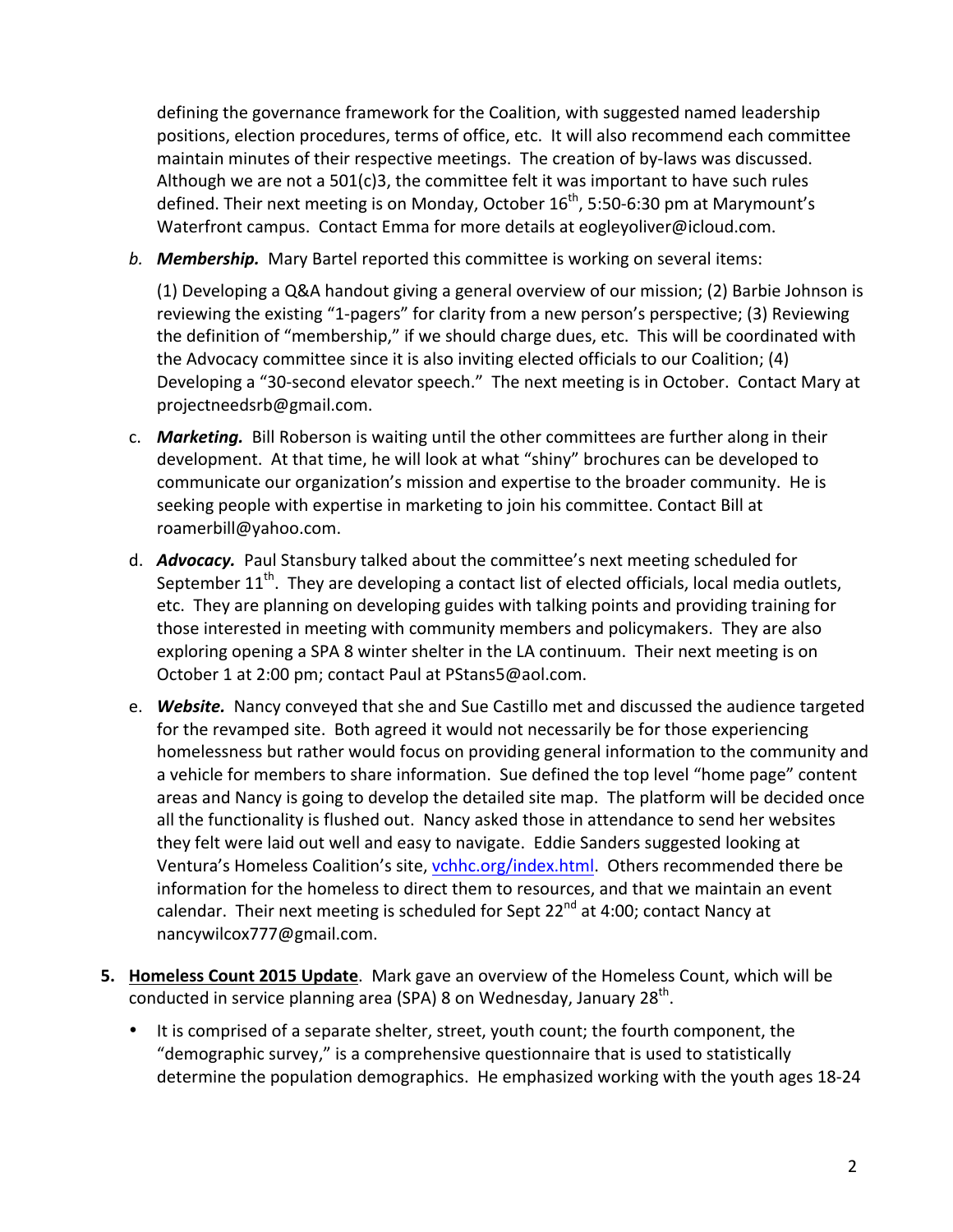defining the governance framework for the Coalition, with suggested named leadership positions, election procedures, terms of office, etc. It will also recommend each committee maintain minutes of their respective meetings. The creation of by-laws was discussed. Although we are not a 501(c)3, the committee felt it was important to have such rules defined. Their next meeting is on Monday, October 16th, 5:50-6:30 pm at Marymount's Waterfront campus. Contact Emma for more details at eogleyoliver@icloud.com.

*b.* ***Membership.*** Mary Bartel reported this committee is working on several items:

   (1) Developing a Q&A handout giving a general overview of our mission; (2) Barbie Johnson is reviewing the existing "1-pagers" for clarity from a new person's perspective; (3) Reviewing the definition of "membership," if we should charge dues, etc. This will be coordinated with the Advocacy committee since it is also inviting elected officials to our Coalition; (4) Developing a "30-second elevator speech." The next meeting is in October. Contact Mary at projectneedsrb@gmail.com.

c. ***Marketing.*** Bill Roberson is waiting until the other committees are further along in their development. At that time, he will look at what "shiny" brochures can be developed to communicate our organization's mission and expertise to the broader community. He is seeking people with expertise in marketing to join his committee. Contact Bill at roamerbill@yahoo.com.

d. ***Advocacy.*** Paul Stansbury talked about the committee's next meeting scheduled for September 11th. They are developing a contact list of elected officials, local media outlets, etc. They are planning on developing guides with talking points and providing training for those interested in meeting with community members and policymakers. They are also exploring opening a SPA 8 winter shelter in the LA continuum. Their next meeting is on October 1 at 2:00 pm; contact Paul at PStans5@aol.com.

e. ***Website.*** Nancy conveyed that she and Sue Castillo met and discussed the audience targeted for the revamped site. Both agreed it would not necessarily be for those experiencing homelessness but rather would focus on providing general information to the community and a vehicle for members to share information. Sue defined the top level "home page" content areas and Nancy is going to develop the detailed site map. The platform will be decided once all the functionality is flushed out. Nancy asked those in attendance to send her websites they felt were laid out well and easy to navigate. Eddie Sanders suggested looking at Ventura's Homeless Coalition's site, vchhc.org/index.html. Others recommended there be information for the homeless to direct them to resources, and that we maintain an event calendar. Their next meeting is scheduled for Sept 22nd at 4:00; contact Nancy at nancywilcox777@gmail.com.

**5. Homeless Count 2015 Update**. Mark gave an overview of the Homeless Count, which will be conducted in service planning area (SPA) 8 on Wednesday, January 28th.

- It is comprised of a separate shelter, street, youth count; the fourth component, the "demographic survey," is a comprehensive questionnaire that is used to statistically determine the population demographics. He emphasized working with the youth ages 18-24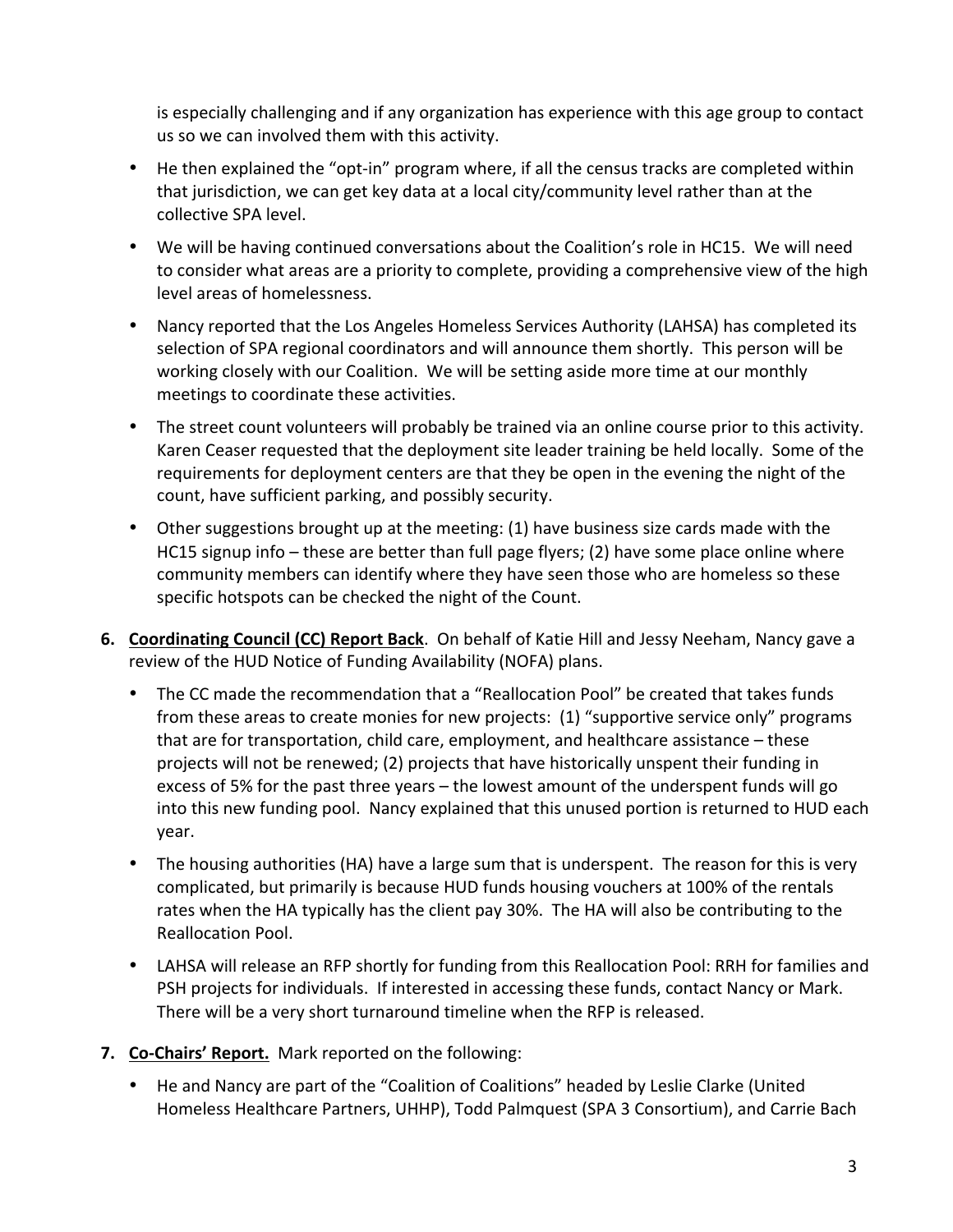is especially challenging and if any organization has experience with this age group to contact us so we can involved them with this activity.

- He then explained the "opt-in" program where, if all the census tracks are completed within that jurisdiction, we can get key data at a local city/community level rather than at the collective SPA level.
- We will be having continued conversations about the Coalition's role in HC15. We will need to consider what areas are a priority to complete, providing a comprehensive view of the high level areas of homelessness.
- Nancy reported that the Los Angeles Homeless Services Authority (LAHSA) has completed its selection of SPA regional coordinators and will announce them shortly. This person will be working closely with our Coalition. We will be setting aside more time at our monthly meetings to coordinate these activities.
- The street count volunteers will probably be trained via an online course prior to this activity. Karen Ceaser requested that the deployment site leader training be held locally. Some of the requirements for deployment centers are that they be open in the evening the night of the count, have sufficient parking, and possibly security.
- Other suggestions brought up at the meeting: (1) have business size cards made with the HC15 signup info – these are better than full page flyers; (2) have some place online where community members can identify where they have seen those who are homeless so these specific hotspots can be checked the night of the Count.

6. **Coordinating Council (CC) Report Back**. On behalf of Katie Hill and Jessy Neeham, Nancy gave a review of the HUD Notice of Funding Availability (NOFA) plans.

   - The CC made the recommendation that a "Reallocation Pool" be created that takes funds from these areas to create monies for new projects: (1) "supportive service only" programs that are for transportation, child care, employment, and healthcare assistance – these projects will not be renewed; (2) projects that have historically unspent their funding in excess of 5% for the past three years – the lowest amount of the underspent funds will go into this new funding pool. Nancy explained that this unused portion is returned to HUD each year.
   - The housing authorities (HA) have a large sum that is underspent. The reason for this is very complicated, but primarily is because HUD funds housing vouchers at 100% of the rentals rates when the HA typically has the client pay 30%. The HA will also be contributing to the Reallocation Pool.
   - LAHSA will release an RFP shortly for funding from this Reallocation Pool: RRH for families and PSH projects for individuals. If interested in accessing these funds, contact Nancy or Mark. There will be a very short turnaround timeline when the RFP is released.

7. **Co-Chairs' Report.** Mark reported on the following:

   - He and Nancy are part of the "Coalition of Coalitions" headed by Leslie Clarke (United Homeless Healthcare Partners, UHHP), Todd Palmquest (SPA 3 Consortium), and Carrie Bach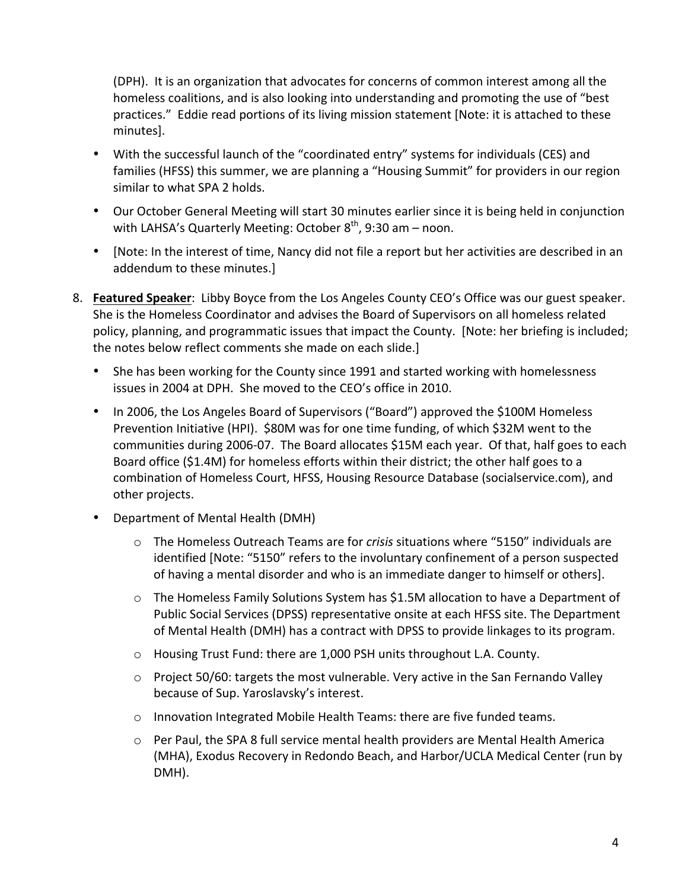(DPH). It is an organization that advocates for concerns of common interest among all the homeless coalitions, and is also looking into understanding and promoting the use of "best practices." Eddie read portions of its living mission statement [Note: it is attached to these minutes].

- With the successful launch of the "coordinated entry" systems for individuals (CES) and families (HFSS) this summer, we are planning a "Housing Summit" for providers in our region similar to what SPA 2 holds.
- Our October General Meeting will start 30 minutes earlier since it is being held in conjunction with LAHSA's Quarterly Meeting: October 8th, 9:30 am – noon.
- [Note: In the interest of time, Nancy did not file a report but her activities are described in an addendum to these minutes.]

8. **Featured Speaker**: Libby Boyce from the Los Angeles County CEO's Office was our guest speaker. She is the Homeless Coordinator and advises the Board of Supervisors on all homeless related policy, planning, and programmatic issues that impact the County. [Note: her briefing is included; the notes below reflect comments she made on each slide.]
   - She has been working for the County since 1991 and started working with homelessness issues in 2004 at DPH. She moved to the CEO's office in 2010.
   - In 2006, the Los Angeles Board of Supervisors ("Board") approved the $100M Homeless Prevention Initiative (HPI). $80M was for one time funding, of which $32M went to the communities during 2006-07. The Board allocates $15M each year. Of that, half goes to each Board office ($1.4M) for homeless efforts within their district; the other half goes to a combination of Homeless Court, HFSS, Housing Resource Database (socialservice.com), and other projects.
   - Department of Mental Health (DMH)
     - The Homeless Outreach Teams are for *crisis* situations where "5150" individuals are identified [Note: "5150" refers to the involuntary confinement of a person suspected of having a mental disorder and who is an immediate danger to himself or others].
     - The Homeless Family Solutions System has $1.5M allocation to have a Department of Public Social Services (DPSS) representative onsite at each HFSS site. The Department of Mental Health (DMH) has a contract with DPSS to provide linkages to its program.
     - Housing Trust Fund: there are 1,000 PSH units throughout L.A. County.
     - Project 50/60: targets the most vulnerable. Very active in the San Fernando Valley because of Sup. Yaroslavsky's interest.
     - Innovation Integrated Mobile Health Teams: there are five funded teams.
     - Per Paul, the SPA 8 full service mental health providers are Mental Health America (MHA), Exodus Recovery in Redondo Beach, and Harbor/UCLA Medical Center (run by DMH).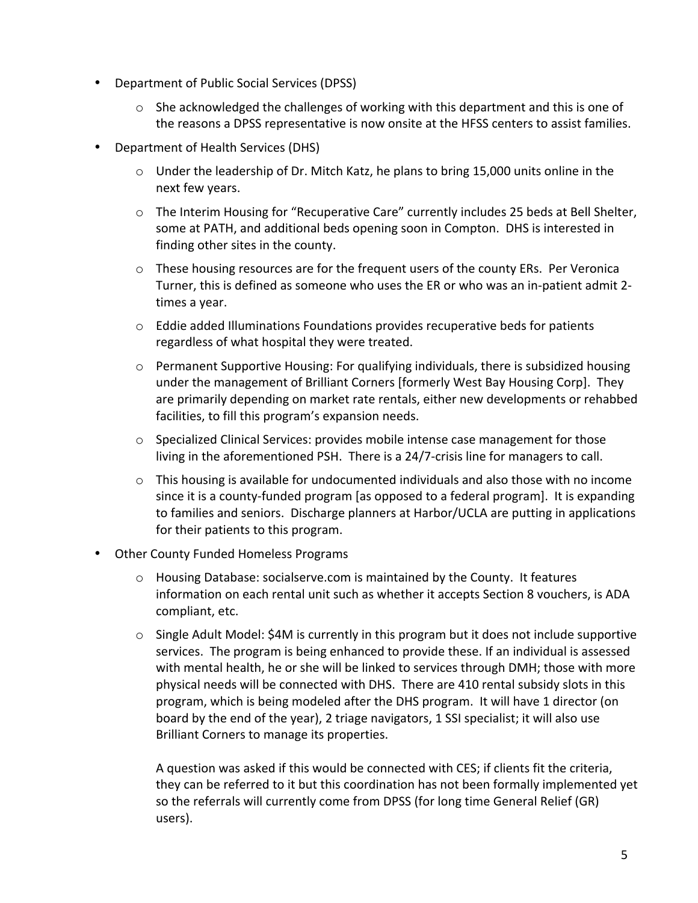- Department of Public Social Services (DPSS)
  - She acknowledged the challenges of working with this department and this is one of the reasons a DPSS representative is now onsite at the HFSS centers to assist families.
- Department of Health Services (DHS)
  - Under the leadership of Dr. Mitch Katz, he plans to bring 15,000 units online in the next few years.
  - The Interim Housing for "Recuperative Care" currently includes 25 beds at Bell Shelter, some at PATH, and additional beds opening soon in Compton. DHS is interested in finding other sites in the county.
  - These housing resources are for the frequent users of the county ERs. Per Veronica Turner, this is defined as someone who uses the ER or who was an in-patient admit 2-times a year.
  - Eddie added Illuminations Foundations provides recuperative beds for patients regardless of what hospital they were treated.
  - Permanent Supportive Housing: For qualifying individuals, there is subsidized housing under the management of Brilliant Corners [formerly West Bay Housing Corp]. They are primarily depending on market rate rentals, either new developments or rehabbed facilities, to fill this program's expansion needs.
  - Specialized Clinical Services: provides mobile intense case management for those living in the aforementioned PSH. There is a 24/7-crisis line for managers to call.
  - This housing is available for undocumented individuals and also those with no income since it is a county-funded program [as opposed to a federal program]. It is expanding to families and seniors. Discharge planners at Harbor/UCLA are putting in applications for their patients to this program.
- Other County Funded Homeless Programs
  - Housing Database: socialserve.com is maintained by the County. It features information on each rental unit such as whether it accepts Section 8 vouchers, is ADA compliant, etc.
  - Single Adult Model: $4M is currently in this program but it does not include supportive services. The program is being enhanced to provide these. If an individual is assessed with mental health, he or she will be linked to services through DMH; those with more physical needs will be connected with DHS. There are 410 rental subsidy slots in this program, which is being modeled after the DHS program. It will have 1 director (on board by the end of the year), 2 triage navigators, 1 SSI specialist; it will also use Brilliant Corners to manage its properties.

    A question was asked if this would be connected with CES; if clients fit the criteria, they can be referred to it but this coordination has not been formally implemented yet so the referrals will currently come from DPSS (for long time General Relief (GR) users).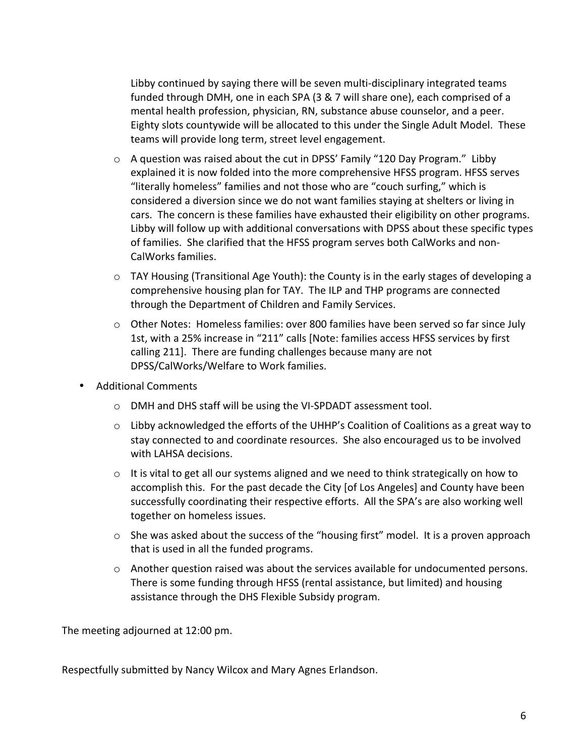Libby continued by saying there will be seven multi-disciplinary integrated teams funded through DMH, one in each SPA (3 & 7 will share one), each comprised of a mental health profession, physician, RN, substance abuse counselor, and a peer. Eighty slots countywide will be allocated to this under the Single Adult Model. These teams will provide long term, street level engagement.

- A question was raised about the cut in DPSS' Family "120 Day Program." Libby explained it is now folded into the more comprehensive HFSS program. HFSS serves "literally homeless" families and not those who are "couch surfing," which is considered a diversion since we do not want families staying at shelters or living in cars. The concern is these families have exhausted their eligibility on other programs. Libby will follow up with additional conversations with DPSS about these specific types of families. She clarified that the HFSS program serves both CalWorks and non-CalWorks families.
- TAY Housing (Transitional Age Youth): the County is in the early stages of developing a comprehensive housing plan for TAY. The ILP and THP programs are connected through the Department of Children and Family Services.
- Other Notes: Homeless families: over 800 families have been served so far since July 1st, with a 25% increase in "211" calls [Note: families access HFSS services by first calling 211]. There are funding challenges because many are not DPSS/CalWorks/Welfare to Work families.

- Additional Comments
  - DMH and DHS staff will be using the VI-SPDADT assessment tool.
  - Libby acknowledged the efforts of the UHHP's Coalition of Coalitions as a great way to stay connected to and coordinate resources. She also encouraged us to be involved with LAHSA decisions.
  - It is vital to get all our systems aligned and we need to think strategically on how to accomplish this. For the past decade the City [of Los Angeles] and County have been successfully coordinating their respective efforts. All the SPA's are also working well together on homeless issues.
  - She was asked about the success of the "housing first" model. It is a proven approach that is used in all the funded programs.
  - Another question raised was about the services available for undocumented persons. There is some funding through HFSS (rental assistance, but limited) and housing assistance through the DHS Flexible Subsidy program.

The meeting adjourned at 12:00 pm.

Respectfully submitted by Nancy Wilcox and Mary Agnes Erlandson.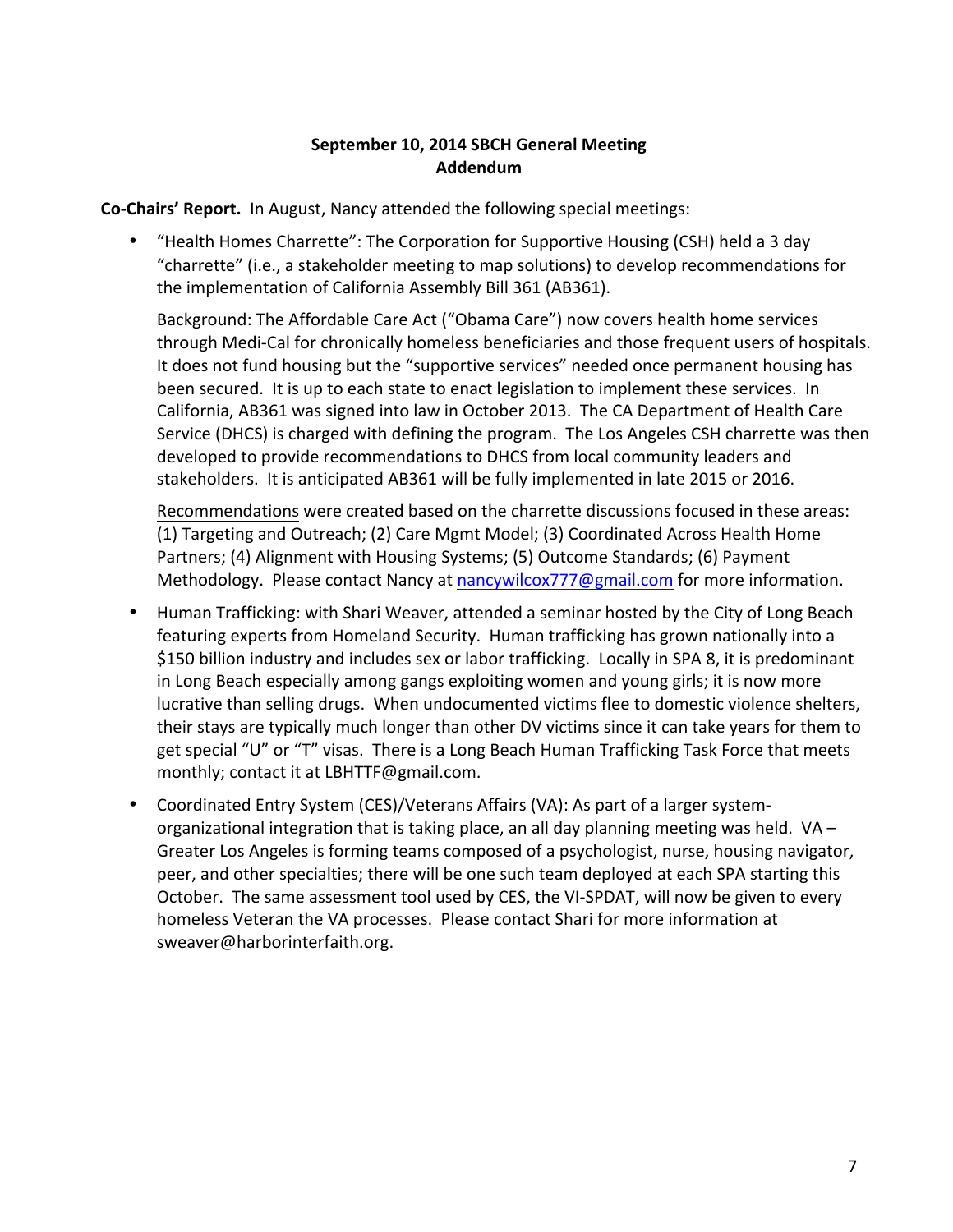**September 10, 2014 SBCH General Meeting**
**Addendum**

**Co-Chairs' Report.** In August, Nancy attended the following special meetings:

- "Health Homes Charrette": The Corporation for Supportive Housing (CSH) held a 3 day "charrette" (i.e., a stakeholder meeting to map solutions) to develop recommendations for the implementation of California Assembly Bill 361 (AB361).

  Background: The Affordable Care Act ("Obama Care") now covers health home services through Medi-Cal for chronically homeless beneficiaries and those frequent users of hospitals. It does not fund housing but the "supportive services" needed once permanent housing has been secured. It is up to each state to enact legislation to implement these services. In California, AB361 was signed into law in October 2013. The CA Department of Health Care Service (DHCS) is charged with defining the program. The Los Angeles CSH charrette was then developed to provide recommendations to DHCS from local community leaders and stakeholders. It is anticipated AB361 will be fully implemented in late 2015 or 2016.

  Recommendations were created based on the charrette discussions focused in these areas: (1) Targeting and Outreach; (2) Care Mgmt Model; (3) Coordinated Across Health Home Partners; (4) Alignment with Housing Systems; (5) Outcome Standards; (6) Payment Methodology. Please contact Nancy at nancywilcox777@gmail.com for more information.

- Human Trafficking: with Shari Weaver, attended a seminar hosted by the City of Long Beach featuring experts from Homeland Security. Human trafficking has grown nationally into a $150 billion industry and includes sex or labor trafficking. Locally in SPA 8, it is predominant in Long Beach especially among gangs exploiting women and young girls; it is now more lucrative than selling drugs. When undocumented victims flee to domestic violence shelters, their stays are typically much longer than other DV victims since it can take years for them to get special "U" or "T" visas. There is a Long Beach Human Trafficking Task Force that meets monthly; contact it at LBHTTF@gmail.com.

- Coordinated Entry System (CES)/Veterans Affairs (VA): As part of a larger system-organizational integration that is taking place, an all day planning meeting was held. VA – Greater Los Angeles is forming teams composed of a psychologist, nurse, housing navigator, peer, and other specialties; there will be one such team deployed at each SPA starting this October. The same assessment tool used by CES, the VI-SPDAT, will now be given to every homeless Veteran the VA processes. Please contact Shari for more information at sweaver@harborinterfaith.org.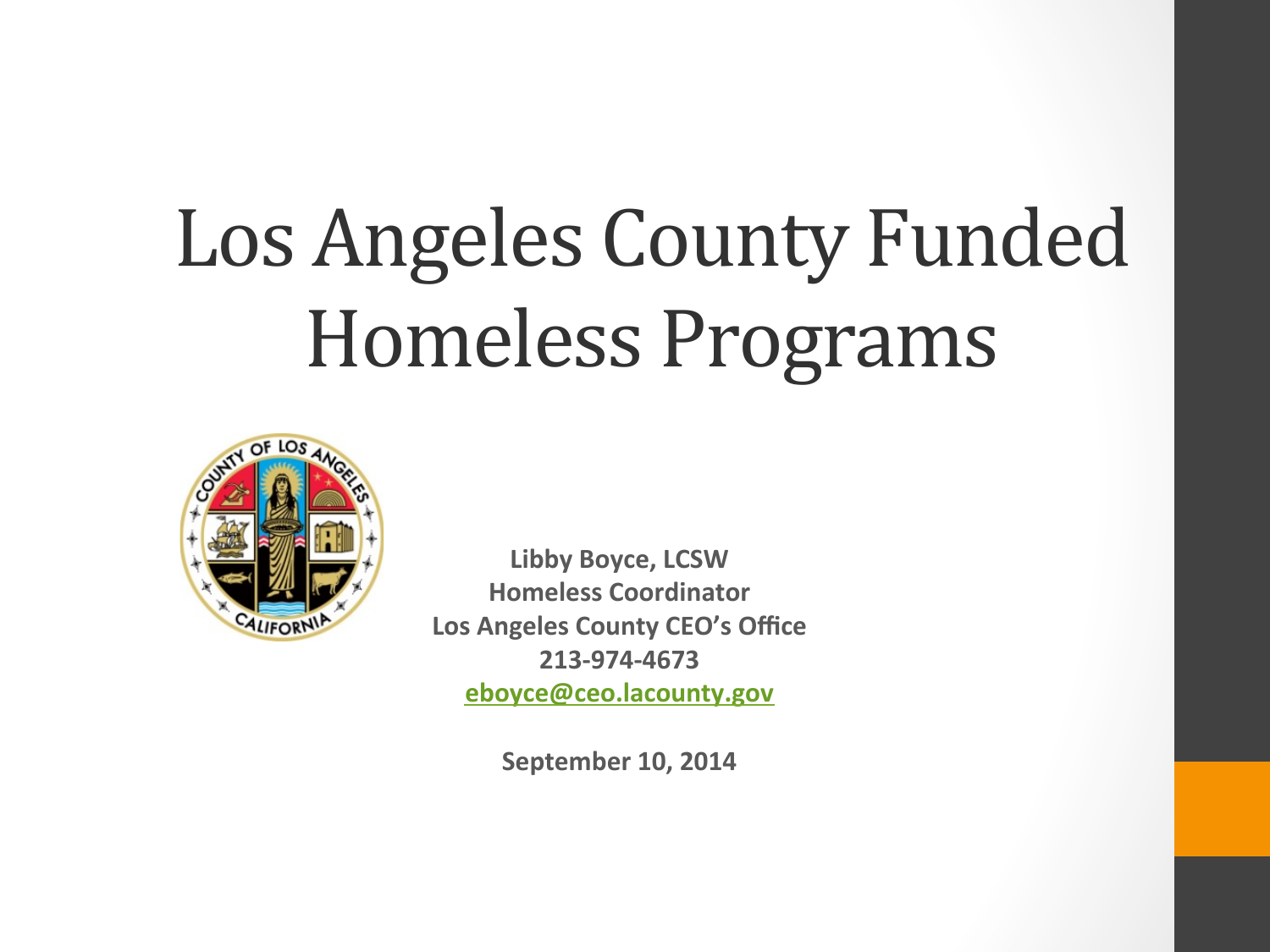# Los Angeles County Funded Homeless Programs

**Libby Boyce, LCSW**
**Homeless Coordinator**
**Los Angeles County CEO's Office**
**213-974-4673**
**eboyce@ceo.lacounty.gov**

**September 10, 2014**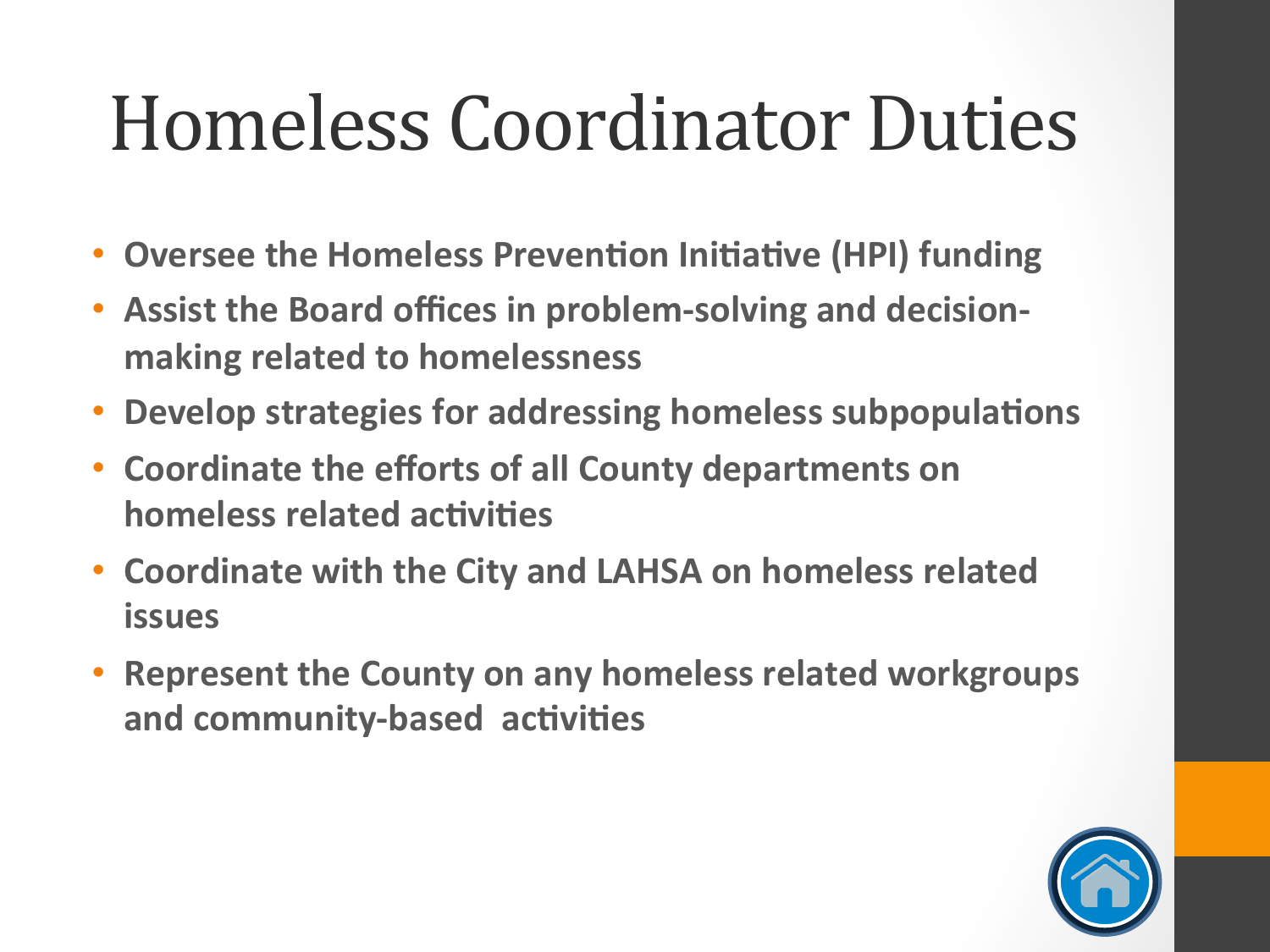# Homeless Coordinator Duties

- **Oversee the Homeless Prevention Initiative (HPI) funding**
- **Assist the Board offices in problem-solving and decision-making related to homelessness**
- **Develop strategies for addressing homeless subpopulations**
- **Coordinate the efforts of all County departments on homeless related activities**
- **Coordinate with the City and LAHSA on homeless related issues**
- **Represent the County on any homeless related workgroups and community-based activities**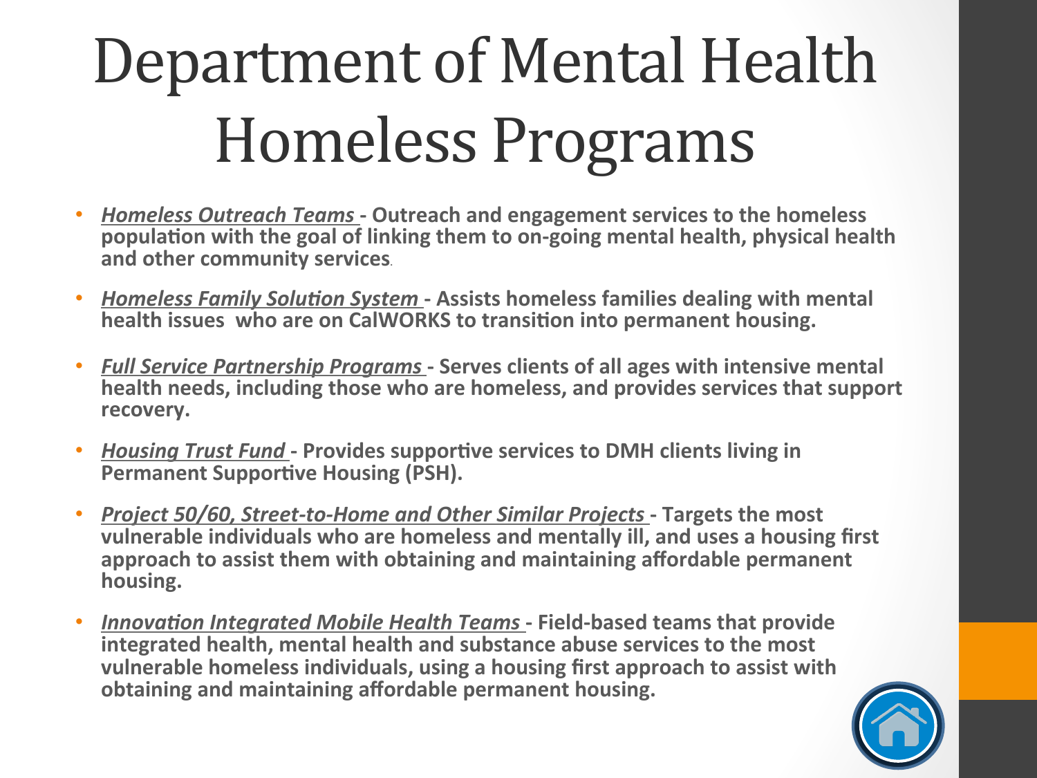# Department of Mental Health Homeless Programs

- ***Homeless Outreach Teams*** **- Outreach and engagement services to the homeless population with the goal of linking them to on-going mental health, physical health and other community services.**
- ***Homeless Family Solution System*** **- Assists homeless families dealing with mental health issues who are on CalWORKS to transition into permanent housing.**
- ***Full Service Partnership Programs*** **- Serves clients of all ages with intensive mental health needs, including those who are homeless, and provides services that support recovery.**
- ***Housing Trust Fund*** **- Provides supportive services to DMH clients living in Permanent Supportive Housing (PSH).**
- ***Project 50/60, Street-to-Home and Other Similar Projects*** **- Targets the most vulnerable individuals who are homeless and mentally ill, and uses a housing first approach to assist them with obtaining and maintaining affordable permanent housing.**
- ***Innovation Integrated Mobile Health Teams*** **- Field-based teams that provide integrated health, mental health and substance abuse services to the most vulnerable homeless individuals, using a housing first approach to assist with obtaining and maintaining affordable permanent housing.**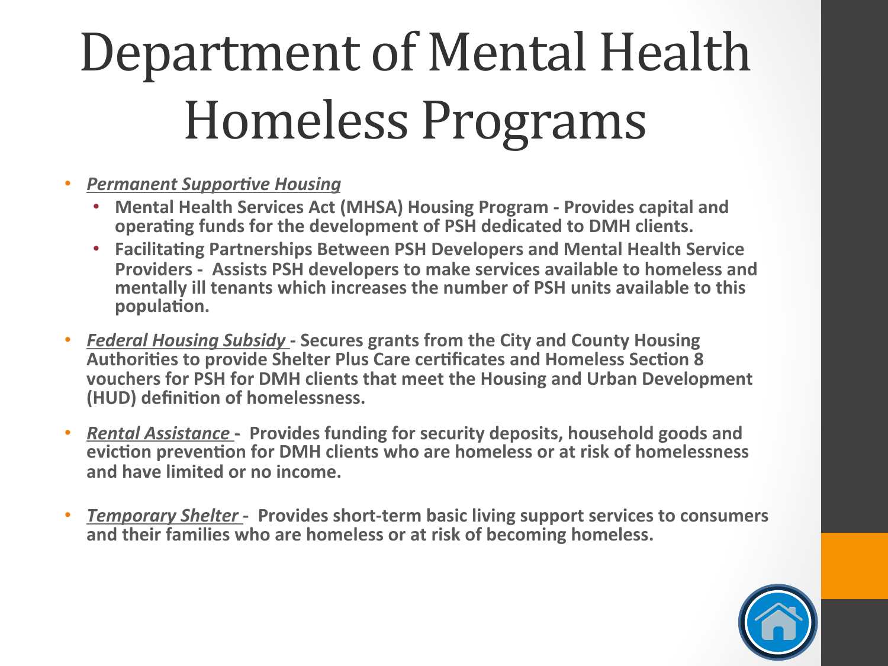# Department of Mental Health Homeless Programs

- ***<u>Permanent Supportive Housing</u>***
  - **Mental Health Services Act (MHSA) Housing Program - Provides capital and operating funds for the development of PSH dedicated to DMH clients.**
  - **Facilitating Partnerships Between PSH Developers and Mental Health Service Providers - Assists PSH developers to make services available to homeless and mentally ill tenants which increases the number of PSH units available to this population.**
- ***<u>Federal Housing Subsidy</u>*** **- Secures grants from the City and County Housing Authorities to provide Shelter Plus Care certificates and Homeless Section 8 vouchers for PSH for DMH clients that meet the Housing and Urban Development (HUD) definition of homelessness.**
- ***<u>Rental Assistance</u>*** **- Provides funding for security deposits, household goods and eviction prevention for DMH clients who are homeless or at risk of homelessness and have limited or no income.**
- ***<u>Temporary Shelter</u>*** **- Provides short-term basic living support services to consumers and their families who are homeless or at risk of becoming homeless.**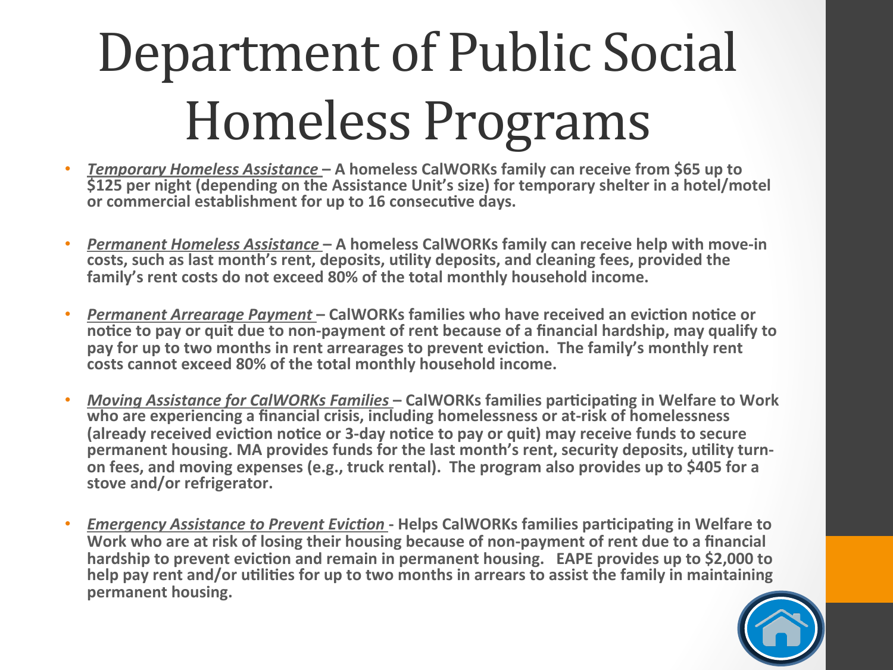# Department of Public Social Homeless Programs

- ***Temporary Homeless Assistance*** **– A homeless CalWORKs family can receive from $65 up to $125 per night (depending on the Assistance Unit's size) for temporary shelter in a hotel/motel or commercial establishment for up to 16 consecutive days.**

- ***Permanent Homeless Assistance*** **– A homeless CalWORKs family can receive help with move-in costs, such as last month's rent, deposits, utility deposits, and cleaning fees, provided the family's rent costs do not exceed 80% of the total monthly household income.**

- ***Permanent Arrearage Payment*** **– CalWORKs families who have received an eviction notice or notice to pay or quit due to non-payment of rent because of a financial hardship, may qualify to pay for up to two months in rent arrearages to prevent eviction. The family's monthly rent costs cannot exceed 80% of the total monthly household income.**

- ***Moving Assistance for CalWORKs Families*** **– CalWORKs families participating in Welfare to Work who are experiencing a financial crisis, including homelessness or at-risk of homelessness (already received eviction notice or 3-day notice to pay or quit) may receive funds to secure permanent housing. MA provides funds for the last month's rent, security deposits, utility turn-on fees, and moving expenses (e.g., truck rental). The program also provides up to $405 for a stove and/or refrigerator.**

- ***Emergency Assistance to Prevent Eviction*** **- Helps CalWORKs families participating in Welfare to Work who are at risk of losing their housing because of non-payment of rent due to a financial hardship to prevent eviction and remain in permanent housing. EAPE provides up to $2,000 to help pay rent and/or utilities for up to two months in arrears to assist the family in maintaining permanent housing.**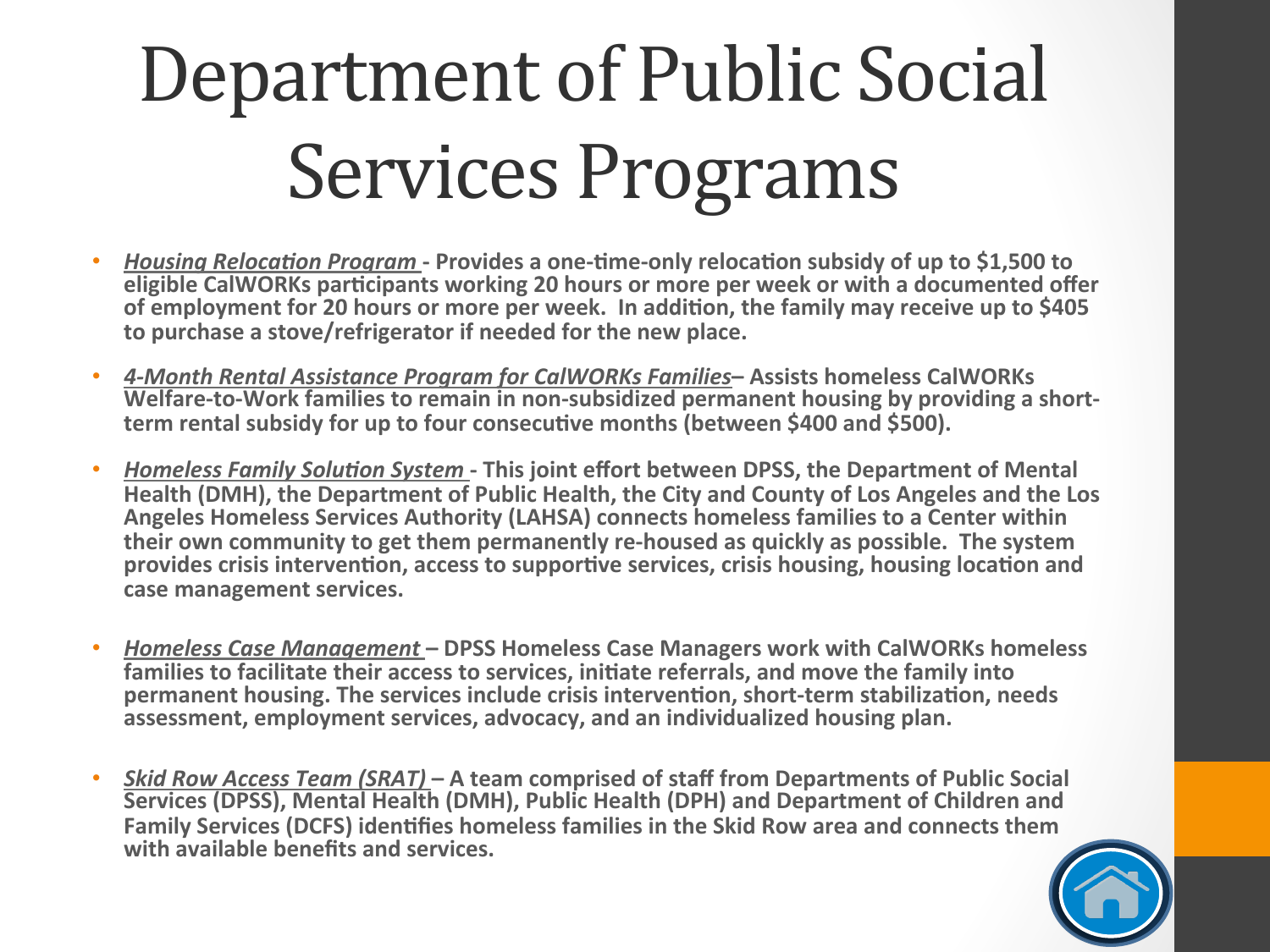# Department of Public Social Services Programs

- ***Housing Relocation Program*** **- Provides a one-time-only relocation subsidy of up to $1,500 to eligible CalWORKs participants working 20 hours or more per week or with a documented offer of employment for 20 hours or more per week. In addition, the family may receive up to $405 to purchase a stove/refrigerator if needed for the new place.**

- ***4-Month Rental Assistance Program for CalWORKs Families*** **– Assists homeless CalWORKs Welfare-to-Work families to remain in non-subsidized permanent housing by providing a short-term rental subsidy for up to four consecutive months (between $400 and $500).**

- ***Homeless Family Solution System*** **- This joint effort between DPSS, the Department of Mental Health (DMH), the Department of Public Health, the City and County of Los Angeles and the Los Angeles Homeless Services Authority (LAHSA) connects homeless families to a Center within their own community to get them permanently re-housed as quickly as possible. The system provides crisis intervention, access to supportive services, crisis housing, housing location and case management services.**

- ***Homeless Case Management*** **– DPSS Homeless Case Managers work with CalWORKs homeless families to facilitate their access to services, initiate referrals, and move the family into permanent housing. The services include crisis intervention, short-term stabilization, needs assessment, employment services, advocacy, and an individualized housing plan.**

- ***Skid Row Access Team (SRAT)*** **– A team comprised of staff from Departments of Public Social Services (DPSS), Mental Health (DMH), Public Health (DPH) and Department of Children and Family Services (DCFS) identifies homeless families in the Skid Row area and connects them with available benefits and services.**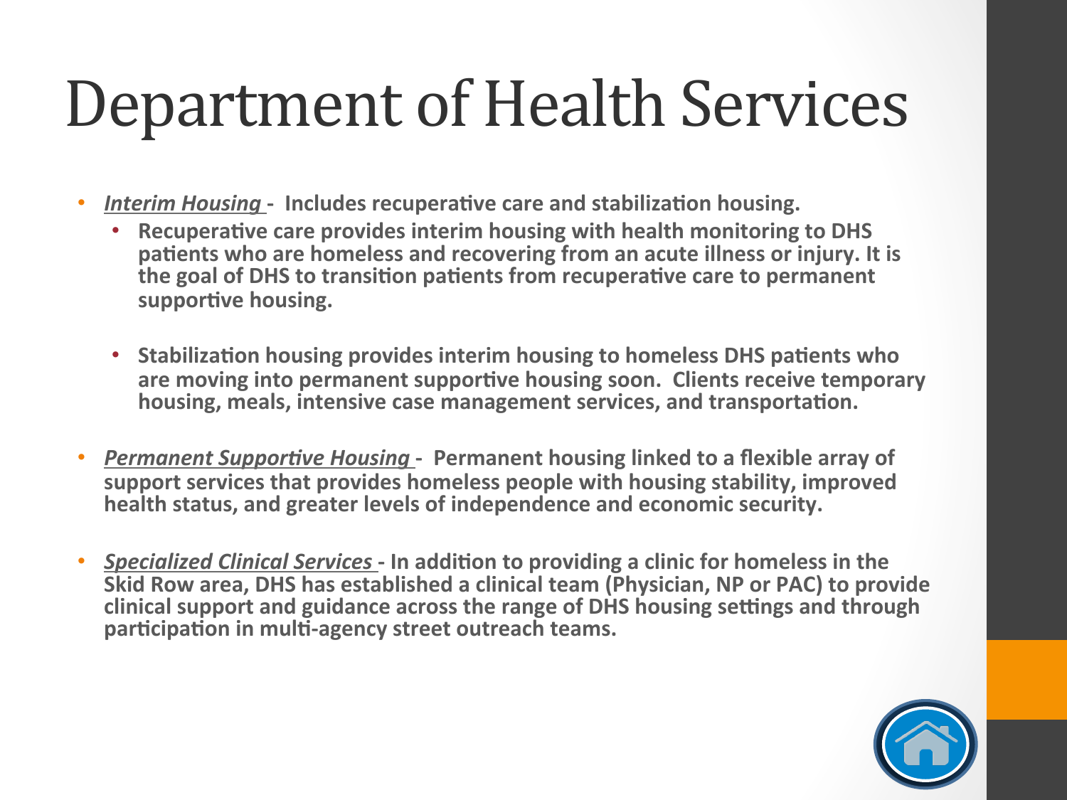# Department of Health Services

- ***Interim Housing*** **- Includes recuperative care and stabilization housing.**
  - **Recuperative care provides interim housing with health monitoring to DHS patients who are homeless and recovering from an acute illness or injury. It is the goal of DHS to transition patients from recuperative care to permanent supportive housing.**
  - **Stabilization housing provides interim housing to homeless DHS patients who are moving into permanent supportive housing soon. Clients receive temporary housing, meals, intensive case management services, and transportation.**
- ***Permanent Supportive Housing*** **- Permanent housing linked to a flexible array of support services that provides homeless people with housing stability, improved health status, and greater levels of independence and economic security.**
- ***Specialized Clinical Services*** **- In addition to providing a clinic for homeless in the Skid Row area, DHS has established a clinical team (Physician, NP or PAC) to provide clinical support and guidance across the range of DHS housing settings and through participation in multi-agency street outreach teams.**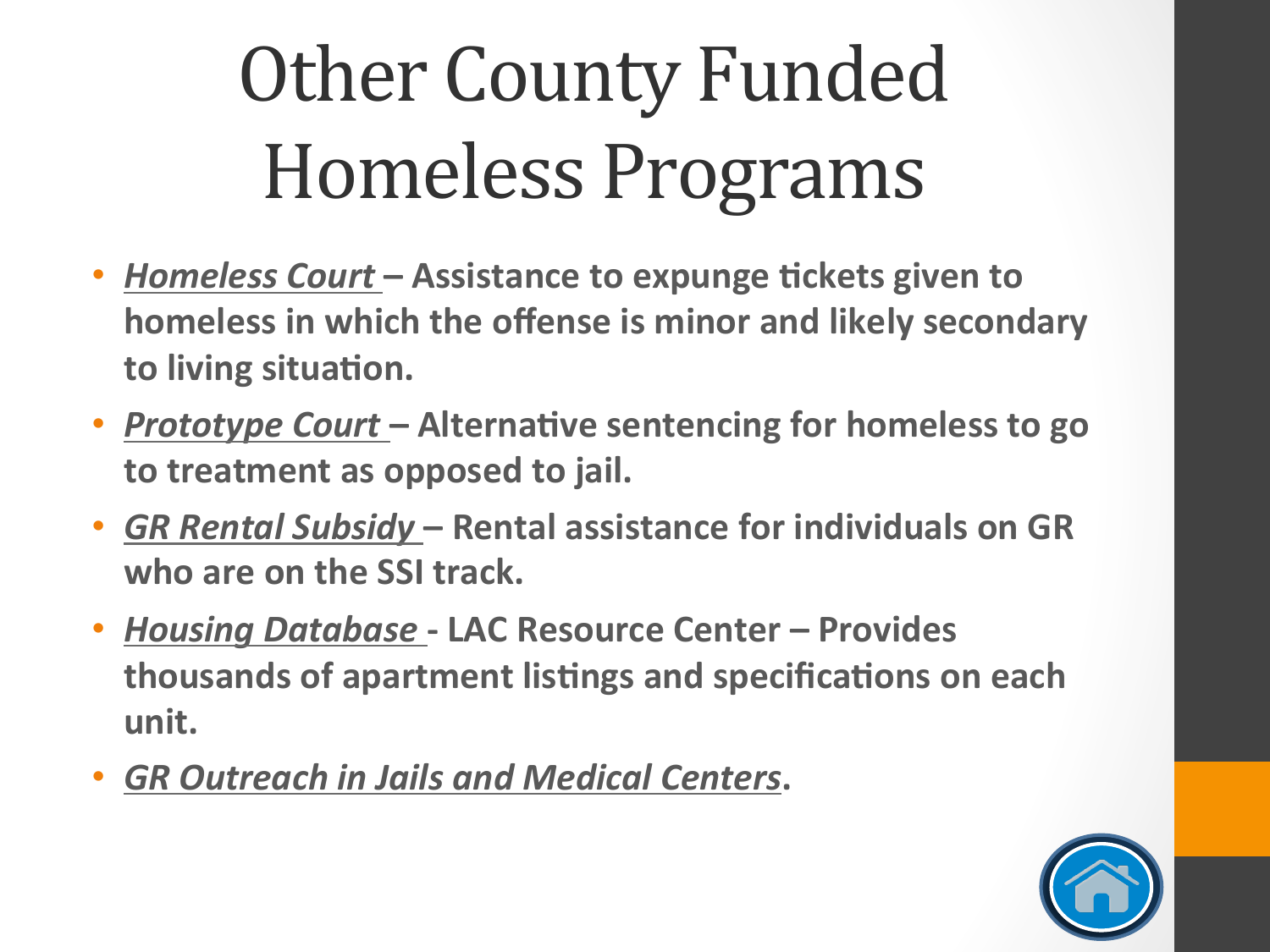# Other County Funded Homeless Programs

- ***Homeless Court*** **– Assistance to expunge tickets given to homeless in which the offense is minor and likely secondary to living situation.**
- ***Prototype Court*** **– Alternative sentencing for homeless to go to treatment as opposed to jail.**
- ***GR Rental Subsidy*** **– Rental assistance for individuals on GR who are on the SSI track.**
- ***Housing Database*** **- LAC Resource Center – Provides thousands of apartment listings and specifications on each unit.**
- ***GR Outreach in Jails and Medical Centers*****.**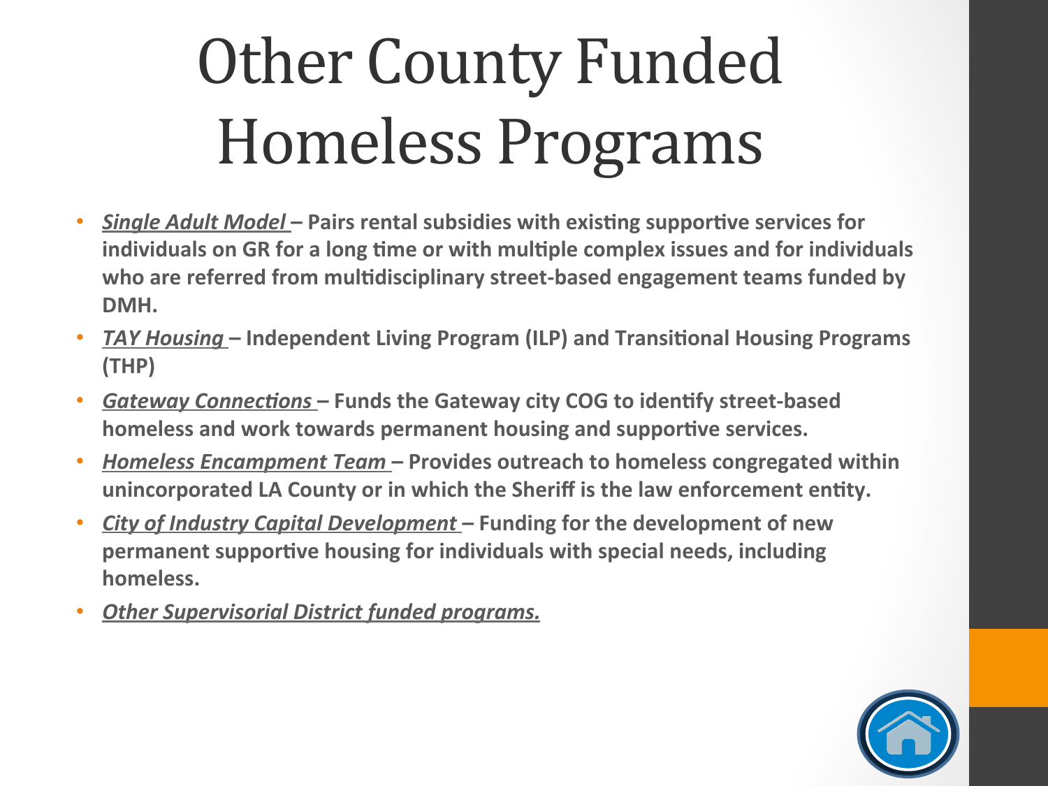# Other County Funded Homeless Programs

- ***Single Adult Model*** **– Pairs rental subsidies with existing supportive services for individuals on GR for a long time or with multiple complex issues and for individuals who are referred from multidisciplinary street-based engagement teams funded by DMH.**
- ***TAY Housing*** **– Independent Living Program (ILP) and Transitional Housing Programs (THP)**
- ***Gateway Connections*** **– Funds the Gateway city COG to identify street-based homeless and work towards permanent housing and supportive services.**
- ***Homeless Encampment Team*** **– Provides outreach to homeless congregated within unincorporated LA County or in which the Sheriff is the law enforcement entity.**
- ***City of Industry Capital Development*** **– Funding for the development of new permanent supportive housing for individuals with special needs, including homeless.**
- ***Other Supervisorial District funded programs.***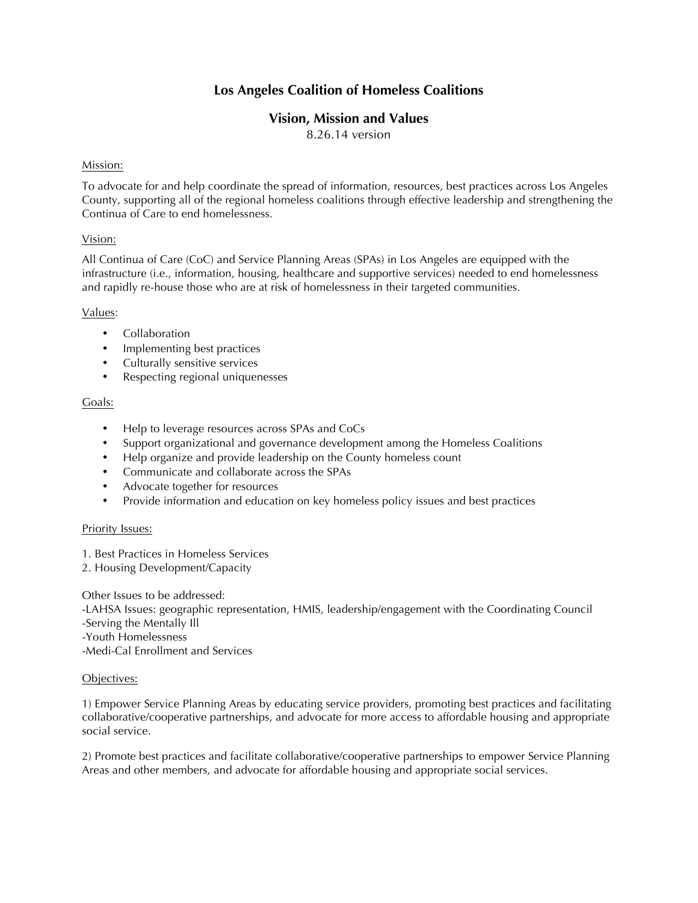# Los Angeles Coalition of Homeless Coalitions

## Vision, Mission and Values

8.26.14 version

Mission:

To advocate for and help coordinate the spread of information, resources, best practices across Los Angeles County, supporting all of the regional homeless coalitions through effective leadership and strengthening the Continua of Care to end homelessness.

Vision:

All Continua of Care (CoC) and Service Planning Areas (SPAs) in Los Angeles are equipped with the infrastructure (i.e., information, housing, healthcare and supportive services) needed to end homelessness and rapidly re-house those who are at risk of homelessness in their targeted communities.

Values:

- Collaboration
- Implementing best practices
- Culturally sensitive services
- Respecting regional uniquenesses

Goals:

- Help to leverage resources across SPAs and CoCs
- Support organizational and governance development among the Homeless Coalitions
- Help organize and provide leadership on the County homeless count
- Communicate and collaborate across the SPAs
- Advocate together for resources
- Provide information and education on key homeless policy issues and best practices

Priority Issues:

1. Best Practices in Homeless Services
2. Housing Development/Capacity

Other Issues to be addressed:

-LAHSA Issues: geographic representation, HMIS, leadership/engagement with the Coordinating Council
-Serving the Mentally Ill
-Youth Homelessness
-Medi-Cal Enrollment and Services

Objectives:

1) Empower Service Planning Areas by educating service providers, promoting best practices and facilitating collaborative/cooperative partnerships, and advocate for more access to affordable housing and appropriate social service.

2) Promote best practices and facilitate collaborative/cooperative partnerships to empower Service Planning Areas and other members, and advocate for affordable housing and appropriate social services.